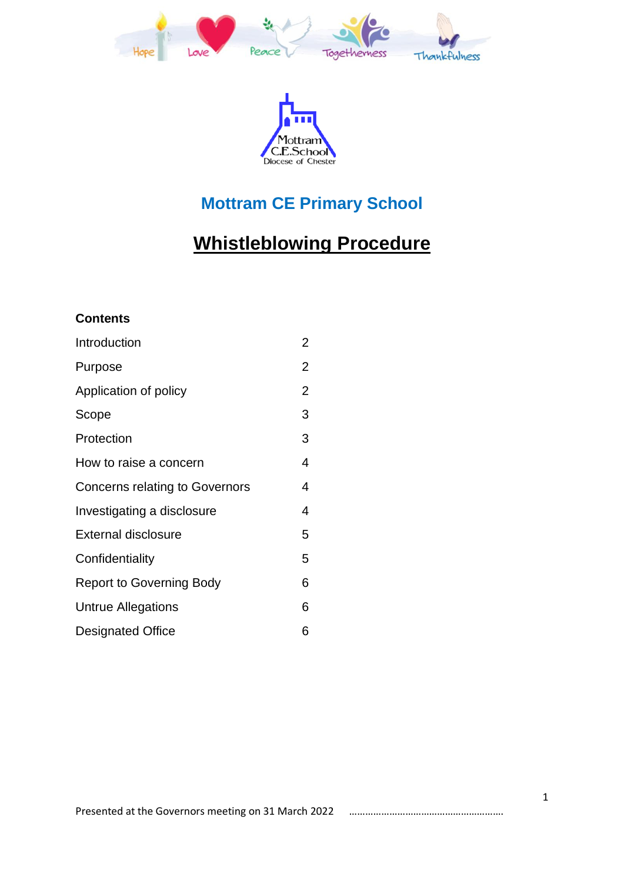# Mottram CE Primary School

## Whistleblowing Procedure

**Contents**

| | |
|---|---|
| Introduction | 2 |
| Purpose | 2 |
| Application of policy | 2 |
| Scope | 3 |
| Protection | 3 |
| How to raise a concern | 4 |
| Concerns relating to Governors | 4 |
| Investigating a disclosure | 4 |
| External disclosure | 5 |
| Confidentiality | 5 |
| Report to Governing Body | 6 |
| Untrue Allegations | 6 |
| Designated Office | 6 |

Presented at the Governors meeting on 31 March 2022 ………………………………………………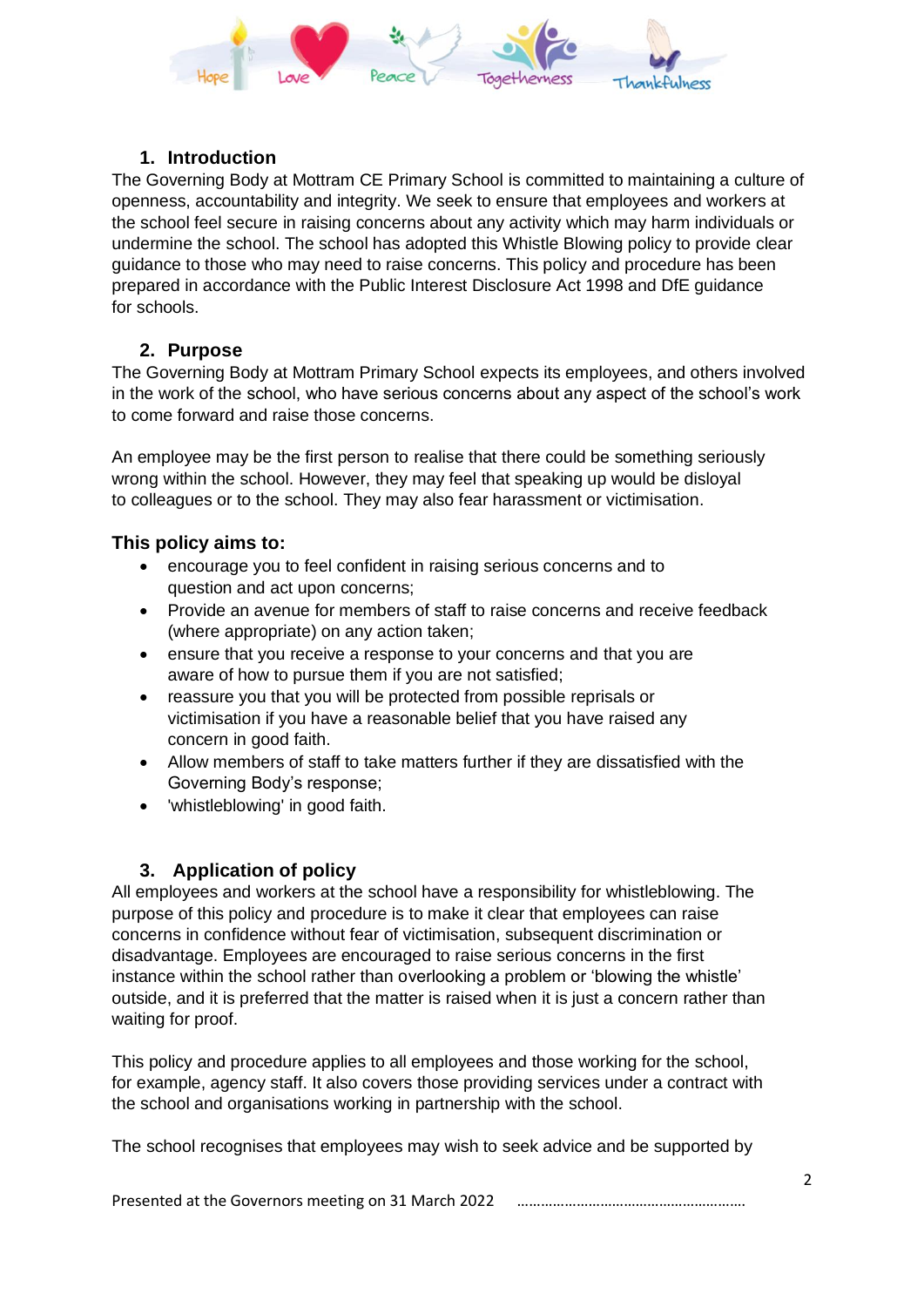## 1. Introduction

The Governing Body at Mottram CE Primary School is committed to maintaining a culture of openness, accountability and integrity. We seek to ensure that employees and workers at the school feel secure in raising concerns about any activity which may harm individuals or undermine the school. The school has adopted this Whistle Blowing policy to provide clear guidance to those who may need to raise concerns. This policy and procedure has been prepared in accordance with the Public Interest Disclosure Act 1998 and DfE guidance for schools.

## 2. Purpose

The Governing Body at Mottram Primary School expects its employees, and others involved in the work of the school, who have serious concerns about any aspect of the school's work to come forward and raise those concerns.

An employee may be the first person to realise that there could be something seriously wrong within the school. However, they may feel that speaking up would be disloyal to colleagues or to the school. They may also fear harassment or victimisation.

### This policy aims to:

- encourage you to feel confident in raising serious concerns and to question and act upon concerns;
- Provide an avenue for members of staff to raise concerns and receive feedback (where appropriate) on any action taken;
- ensure that you receive a response to your concerns and that you are aware of how to pursue them if you are not satisfied;
- reassure you that you will be protected from possible reprisals or victimisation if you have a reasonable belief that you have raised any concern in good faith.
- Allow members of staff to take matters further if they are dissatisfied with the Governing Body's response;
- 'whistleblowing' in good faith.

## 3. Application of policy

All employees and workers at the school have a responsibility for whistleblowing. The purpose of this policy and procedure is to make it clear that employees can raise concerns in confidence without fear of victimisation, subsequent discrimination or disadvantage. Employees are encouraged to raise serious concerns in the first instance within the school rather than overlooking a problem or 'blowing the whistle' outside, and it is preferred that the matter is raised when it is just a concern rather than waiting for proof.

This policy and procedure applies to all employees and those working for the school, for example, agency staff. It also covers those providing services under a contract with the school and organisations working in partnership with the school.

The school recognises that employees may wish to seek advice and be supported by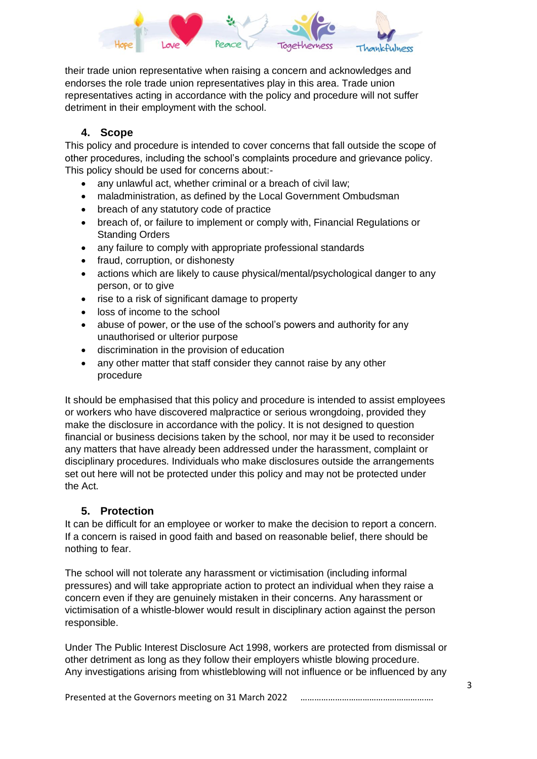their trade union representative when raising a concern and acknowledges and endorses the role trade union representatives play in this area. Trade union representatives acting in accordance with the policy and procedure will not suffer detriment in their employment with the school.

## 4. Scope

This policy and procedure is intended to cover concerns that fall outside the scope of other procedures, including the school's complaints procedure and grievance policy. This policy should be used for concerns about:-

- any unlawful act, whether criminal or a breach of civil law;
- maladministration, as defined by the Local Government Ombudsman
- breach of any statutory code of practice
- breach of, or failure to implement or comply with, Financial Regulations or Standing Orders
- any failure to comply with appropriate professional standards
- fraud, corruption, or dishonesty
- actions which are likely to cause physical/mental/psychological danger to any person, or to give
- rise to a risk of significant damage to property
- loss of income to the school
- abuse of power, or the use of the school's powers and authority for any unauthorised or ulterior purpose
- discrimination in the provision of education
- any other matter that staff consider they cannot raise by any other procedure

It should be emphasised that this policy and procedure is intended to assist employees or workers who have discovered malpractice or serious wrongdoing, provided they make the disclosure in accordance with the policy. It is not designed to question financial or business decisions taken by the school, nor may it be used to reconsider any matters that have already been addressed under the harassment, complaint or disciplinary procedures. Individuals who make disclosures outside the arrangements set out here will not be protected under this policy and may not be protected under the Act.

## 5. Protection

It can be difficult for an employee or worker to make the decision to report a concern. If a concern is raised in good faith and based on reasonable belief, there should be nothing to fear.

The school will not tolerate any harassment or victimisation (including informal pressures) and will take appropriate action to protect an individual when they raise a concern even if they are genuinely mistaken in their concerns. Any harassment or victimisation of a whistle-blower would result in disciplinary action against the person responsible.

Under The Public Interest Disclosure Act 1998, workers are protected from dismissal or other detriment as long as they follow their employers whistle blowing procedure. Any investigations arising from whistleblowing will not influence or be influenced by any

Presented at the Governors meeting on 31 March 2022 ……………………………………………………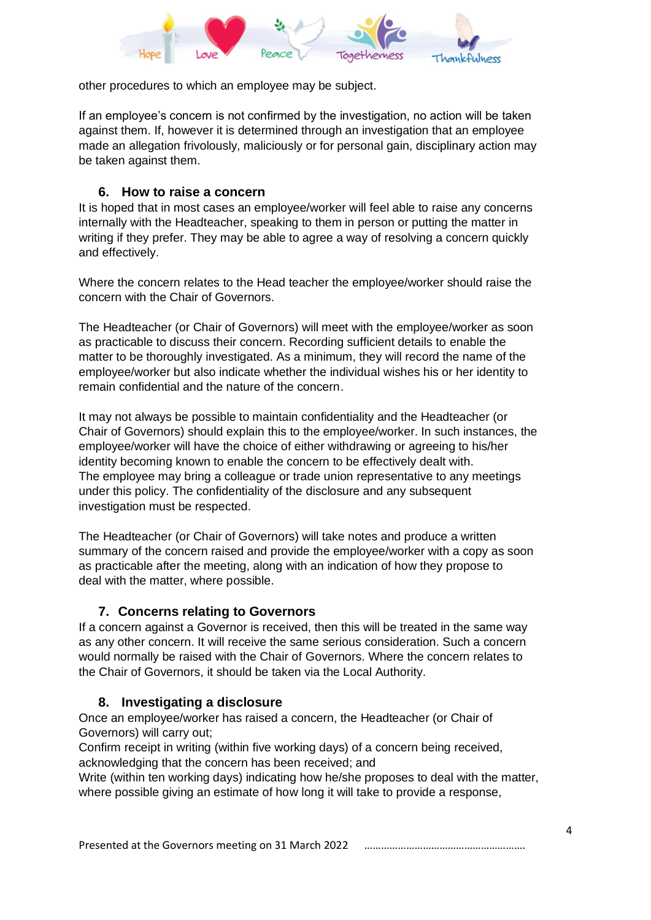other procedures to which an employee may be subject.

If an employee's concern is not confirmed by the investigation, no action will be taken against them. If, however it is determined through an investigation that an employee made an allegation frivolously, maliciously or for personal gain, disciplinary action may be taken against them.

## 6. How to raise a concern

It is hoped that in most cases an employee/worker will feel able to raise any concerns internally with the Headteacher, speaking to them in person or putting the matter in writing if they prefer. They may be able to agree a way of resolving a concern quickly and effectively.

Where the concern relates to the Head teacher the employee/worker should raise the concern with the Chair of Governors.

The Headteacher (or Chair of Governors) will meet with the employee/worker as soon as practicable to discuss their concern. Recording sufficient details to enable the matter to be thoroughly investigated. As a minimum, they will record the name of the employee/worker but also indicate whether the individual wishes his or her identity to remain confidential and the nature of the concern.

It may not always be possible to maintain confidentiality and the Headteacher (or Chair of Governors) should explain this to the employee/worker. In such instances, the employee/worker will have the choice of either withdrawing or agreeing to his/her identity becoming known to enable the concern to be effectively dealt with.
The employee may bring a colleague or trade union representative to any meetings under this policy. The confidentiality of the disclosure and any subsequent investigation must be respected.

The Headteacher (or Chair of Governors) will take notes and produce a written summary of the concern raised and provide the employee/worker with a copy as soon as practicable after the meeting, along with an indication of how they propose to deal with the matter, where possible.

## 7. Concerns relating to Governors

If a concern against a Governor is received, then this will be treated in the same way as any other concern. It will receive the same serious consideration. Such a concern would normally be raised with the Chair of Governors. Where the concern relates to the Chair of Governors, it should be taken via the Local Authority.

## 8. Investigating a disclosure

Once an employee/worker has raised a concern, the Headteacher (or Chair of Governors) will carry out;
Confirm receipt in writing (within five working days) of a concern being received, acknowledging that the concern has been received; and
Write (within ten working days) indicating how he/she proposes to deal with the matter, where possible giving an estimate of how long it will take to provide a response,

Presented at the Governors meeting on 31 March 2022 ..........................................................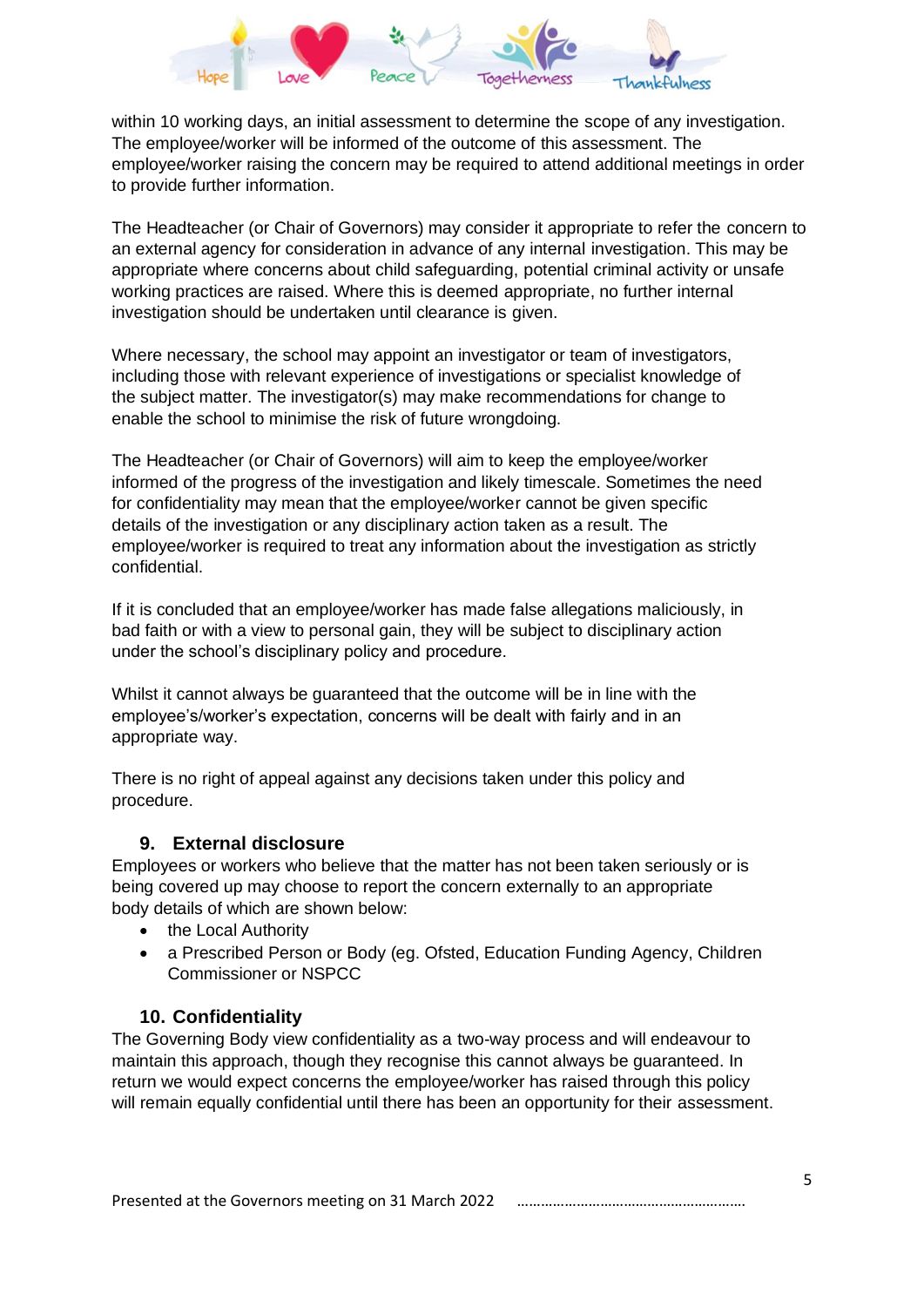within 10 working days, an initial assessment to determine the scope of any investigation. The employee/worker will be informed of the outcome of this assessment. The employee/worker raising the concern may be required to attend additional meetings in order to provide further information.

The Headteacher (or Chair of Governors) may consider it appropriate to refer the concern to an external agency for consideration in advance of any internal investigation. This may be appropriate where concerns about child safeguarding, potential criminal activity or unsafe working practices are raised. Where this is deemed appropriate, no further internal investigation should be undertaken until clearance is given.

Where necessary, the school may appoint an investigator or team of investigators, including those with relevant experience of investigations or specialist knowledge of the subject matter. The investigator(s) may make recommendations for change to enable the school to minimise the risk of future wrongdoing.

The Headteacher (or Chair of Governors) will aim to keep the employee/worker informed of the progress of the investigation and likely timescale. Sometimes the need for confidentiality may mean that the employee/worker cannot be given specific details of the investigation or any disciplinary action taken as a result. The employee/worker is required to treat any information about the investigation as strictly confidential.

If it is concluded that an employee/worker has made false allegations maliciously, in bad faith or with a view to personal gain, they will be subject to disciplinary action under the school's disciplinary policy and procedure.

Whilst it cannot always be guaranteed that the outcome will be in line with the employee's/worker's expectation, concerns will be dealt with fairly and in an appropriate way.

There is no right of appeal against any decisions taken under this policy and procedure.

## 9. External disclosure

Employees or workers who believe that the matter has not been taken seriously or is being covered up may choose to report the concern externally to an appropriate body details of which are shown below:

- the Local Authority
- a Prescribed Person or Body (eg. Ofsted, Education Funding Agency, Children Commissioner or NSPCC

## 10. Confidentiality

The Governing Body view confidentiality as a two-way process and will endeavour to maintain this approach, though they recognise this cannot always be guaranteed. In return we would expect concerns the employee/worker has raised through this policy will remain equally confidential until there has been an opportunity for their assessment.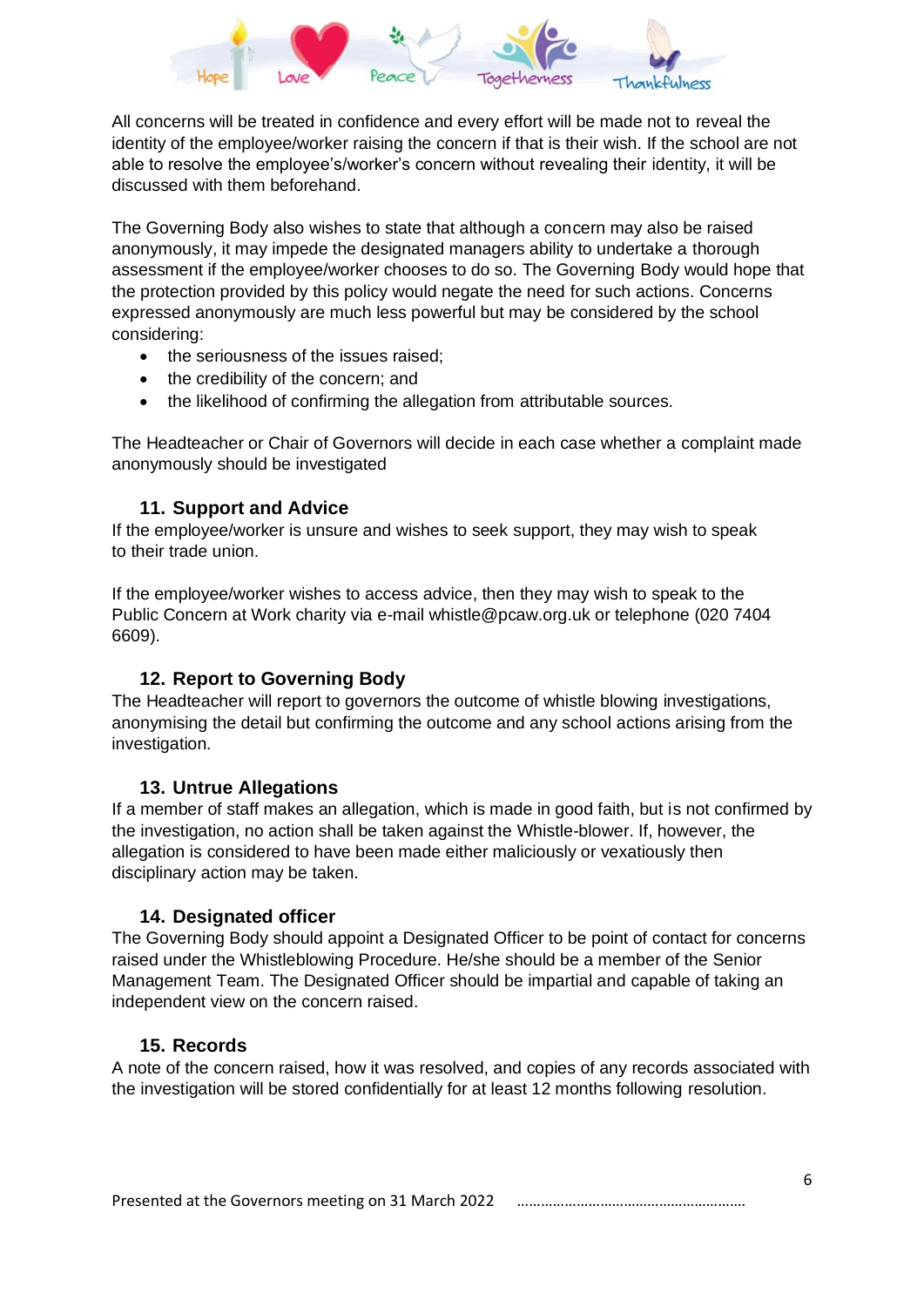All concerns will be treated in confidence and every effort will be made not to reveal the identity of the employee/worker raising the concern if that is their wish. If the school are not able to resolve the employee's/worker's concern without revealing their identity, it will be discussed with them beforehand.

The Governing Body also wishes to state that although a concern may also be raised anonymously, it may impede the designated managers ability to undertake a thorough assessment if the employee/worker chooses to do so. The Governing Body would hope that the protection provided by this policy would negate the need for such actions. Concerns expressed anonymously are much less powerful but may be considered by the school considering:

- the seriousness of the issues raised;
- the credibility of the concern; and
- the likelihood of confirming the allegation from attributable sources.

The Headteacher or Chair of Governors will decide in each case whether a complaint made anonymously should be investigated

## 11. Support and Advice

If the employee/worker is unsure and wishes to seek support, they may wish to speak to their trade union.

If the employee/worker wishes to access advice, then they may wish to speak to the Public Concern at Work charity via e-mail whistle@pcaw.org.uk or telephone (020 7404 6609).

## 12. Report to Governing Body

The Headteacher will report to governors the outcome of whistle blowing investigations, anonymising the detail but confirming the outcome and any school actions arising from the investigation.

## 13. Untrue Allegations

If a member of staff makes an allegation, which is made in good faith, but is not confirmed by the investigation, no action shall be taken against the Whistle-blower. If, however, the allegation is considered to have been made either maliciously or vexatiously then disciplinary action may be taken.

## 14. Designated officer

The Governing Body should appoint a Designated Officer to be point of contact for concerns raised under the Whistleblowing Procedure. He/she should be a member of the Senior Management Team. The Designated Officer should be impartial and capable of taking an independent view on the concern raised.

## 15. Records

A note of the concern raised, how it was resolved, and copies of any records associated with the investigation will be stored confidentially for at least 12 months following resolution.

Presented at the Governors meeting on 31 March 2022 ………………………………………………….